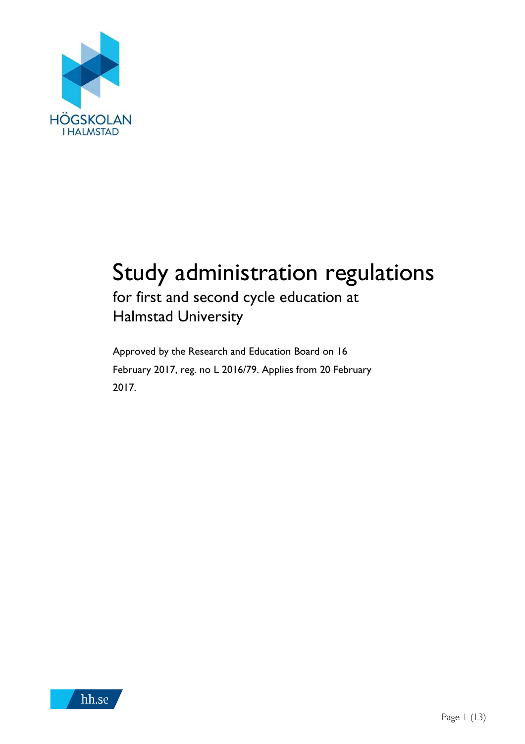# Study administration regulations

## for first and second cycle education at Halmstad University

Approved by the Research and Education Board on 16 February 2017, reg. no L 2016/79. Applies from 20 February 2017.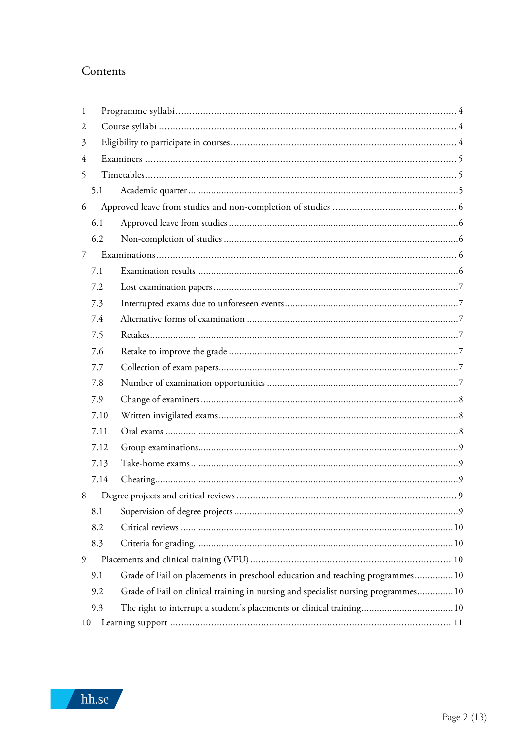# Contents

- 1 Programme syllabi ... 4
- 2 Course syllabi ... 4
- 3 Eligibility to participate in courses ... 4
- 4 Examiners ... 5
- 5 Timetables ... 5
  - 5.1 Academic quarter ... 5
- 6 Approved leave from studies and non-completion of studies ... 6
  - 6.1 Approved leave from studies ... 6
  - 6.2 Non-completion of studies ... 6
- 7 Examinations ... 6
  - 7.1 Examination results ... 6
  - 7.2 Lost examination papers ... 7
  - 7.3 Interrupted exams due to unforeseen events ... 7
  - 7.4 Alternative forms of examination ... 7
  - 7.5 Retakes ... 7
  - 7.6 Retake to improve the grade ... 7
  - 7.7 Collection of exam papers ... 7
  - 7.8 Number of examination opportunities ... 7
  - 7.9 Change of examiners ... 8
  - 7.10 Written invigilated exams ... 8
  - 7.11 Oral exams ... 8
  - 7.12 Group examinations ... 9
  - 7.13 Take-home exams ... 9
  - 7.14 Cheating ... 9
- 8 Degree projects and critical reviews ... 9
  - 8.1 Supervision of degree projects ... 9
  - 8.2 Critical reviews ... 10
  - 8.3 Criteria for grading ... 10
- 9 Placements and clinical training (VFU) ... 10
  - 9.1 Grade of Fail on placements in preschool education and teaching programmes ... 10
  - 9.2 Grade of Fail on clinical training in nursing and specialist nursing programmes ... 10
  - 9.3 The right to interrupt a student's placements or clinical training ... 10
- 10 Learning support ... 11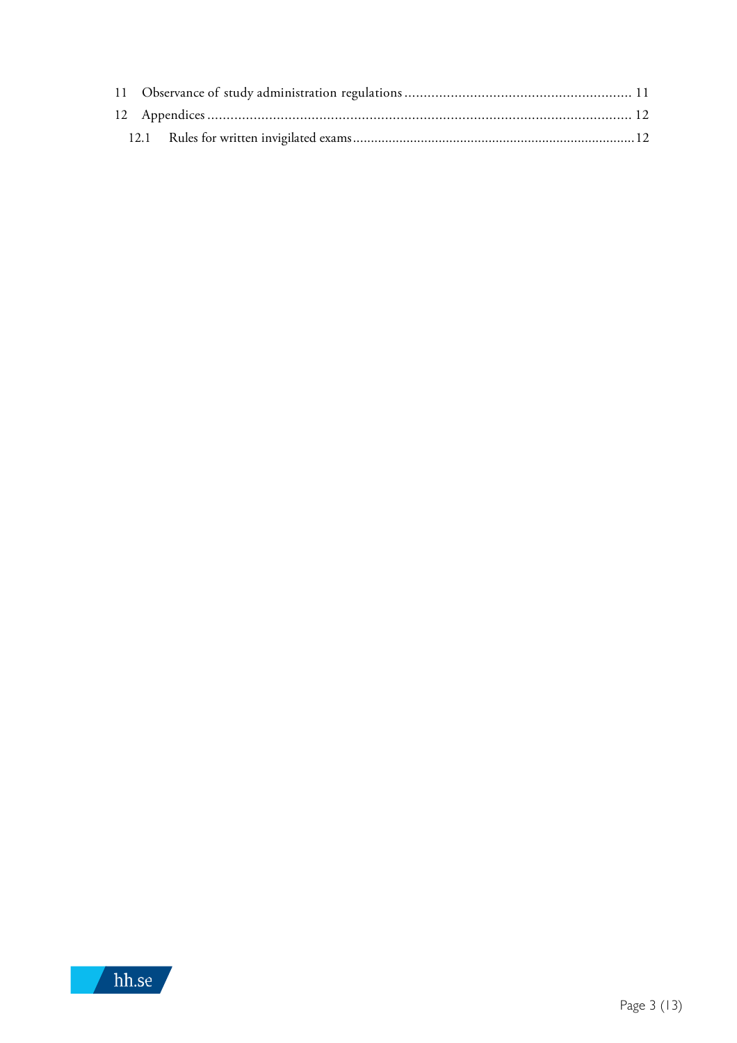11 Observance of study administration regulations ........................................................... 11

12 Appendices ............................................................................................................ 12

  12.1 Rules for written invigilated exams ............................................................................. 12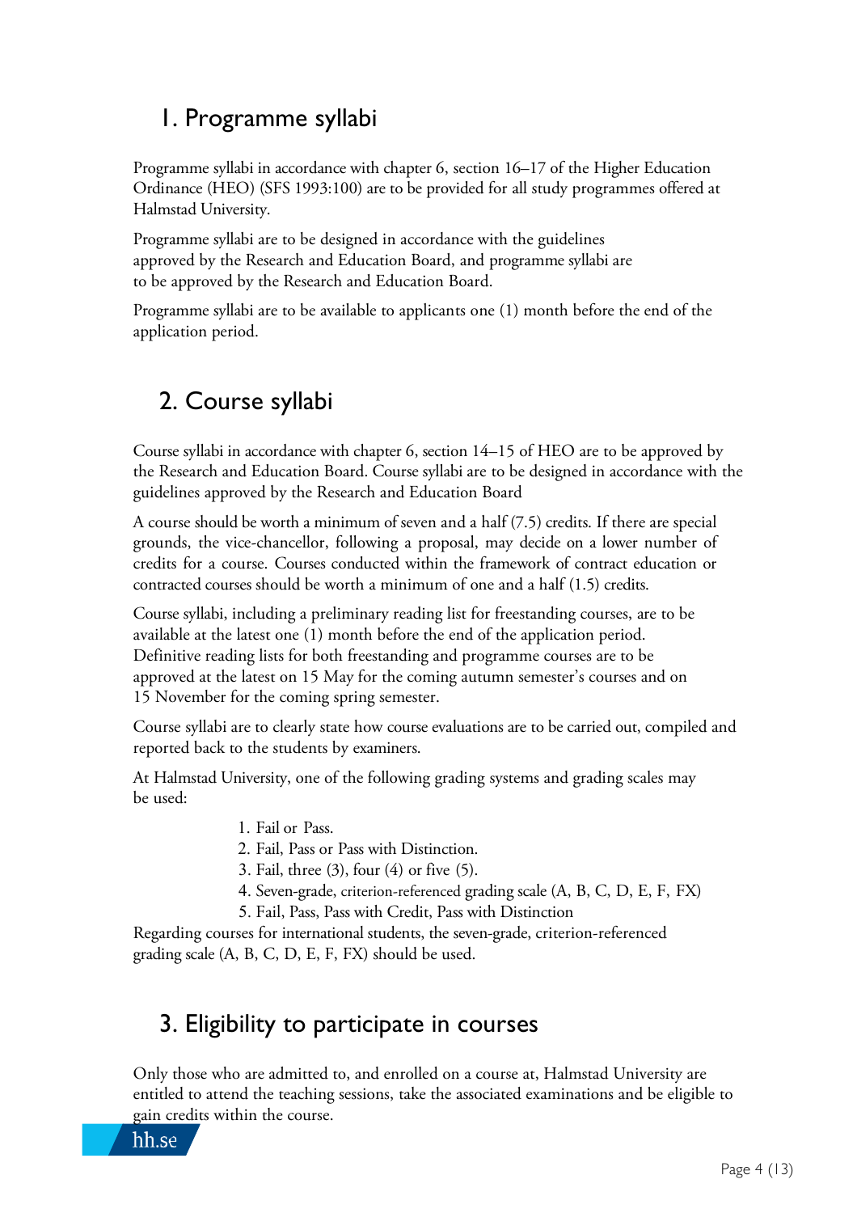# 1. Programme syllabi

Programme syllabi in accordance with chapter 6, section 16–17 of the Higher Education Ordinance (HEO) (SFS 1993:100) are to be provided for all study programmes offered at Halmstad University.

Programme syllabi are to be designed in accordance with the guidelines approved by the Research and Education Board, and programme syllabi are to be approved by the Research and Education Board.

Programme syllabi are to be available to applicants one (1) month before the end of the application period.

# 2. Course syllabi

Course syllabi in accordance with chapter 6, section 14–15 of HEO are to be approved by the Research and Education Board. Course syllabi are to be designed in accordance with the guidelines approved by the Research and Education Board

A course should be worth a minimum of seven and a half (7.5) credits. If there are special grounds, the vice-chancellor, following a proposal, may decide on a lower number of credits for a course. Courses conducted within the framework of contract education or contracted courses should be worth a minimum of one and a half (1.5) credits.

Course syllabi, including a preliminary reading list for freestanding courses, are to be available at the latest one (1) month before the end of the application period. Definitive reading lists for both freestanding and programme courses are to be approved at the latest on 15 May for the coming autumn semester's courses and on 15 November for the coming spring semester.

Course syllabi are to clearly state how course evaluations are to be carried out, compiled and reported back to the students by examiners.

At Halmstad University, one of the following grading systems and grading scales may be used:

1. Fail or Pass.
2. Fail, Pass or Pass with Distinction.
3. Fail, three (3), four (4) or five (5).
4. Seven-grade, criterion-referenced grading scale (A, B, C, D, E, F, FX)
5. Fail, Pass, Pass with Credit, Pass with Distinction

Regarding courses for international students, the seven-grade, criterion-referenced grading scale (A, B, C, D, E, F, FX) should be used.

# 3. Eligibility to participate in courses

Only those who are admitted to, and enrolled on a course at, Halmstad University are entitled to attend the teaching sessions, take the associated examinations and be eligible to gain credits within the course.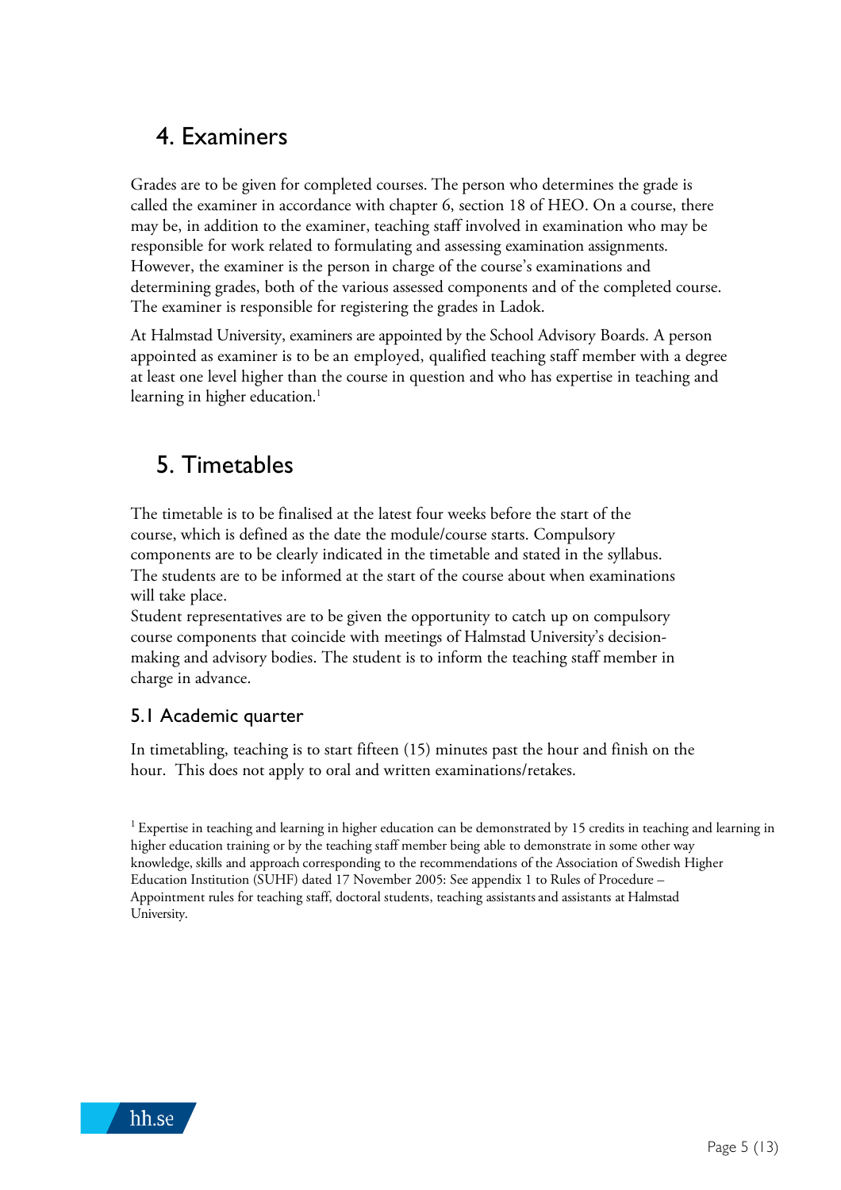# 4. Examiners

Grades are to be given for completed courses. The person who determines the grade is called the examiner in accordance with chapter 6, section 18 of HEO. On a course, there may be, in addition to the examiner, teaching staff involved in examination who may be responsible for work related to formulating and assessing examination assignments. However, the examiner is the person in charge of the course's examinations and determining grades, both of the various assessed components and of the completed course. The examiner is responsible for registering the grades in Ladok.

At Halmstad University, examiners are appointed by the School Advisory Boards. A person appointed as examiner is to be an employed, qualified teaching staff member with a degree at least one level higher than the course in question and who has expertise in teaching and learning in higher education.[1]

# 5. Timetables

The timetable is to be finalised at the latest four weeks before the start of the course, which is defined as the date the module/course starts. Compulsory components are to be clearly indicated in the timetable and stated in the syllabus. The students are to be informed at the start of the course about when examinations will take place.

Student representatives are to be given the opportunity to catch up on compulsory course components that coincide with meetings of Halmstad University's decision-making and advisory bodies. The student is to inform the teaching staff member in charge in advance.

## 5.1 Academic quarter

In timetabling, teaching is to start fifteen (15) minutes past the hour and finish on the hour. This does not apply to oral and written examinations/retakes.

[1] Expertise in teaching and learning in higher education can be demonstrated by 15 credits in teaching and learning in higher education training or by the teaching staff member being able to demonstrate in some other way knowledge, skills and approach corresponding to the recommendations of the Association of Swedish Higher Education Institution (SUHF) dated 17 November 2005: See appendix 1 to Rules of Procedure – Appointment rules for teaching staff, doctoral students, teaching assistants and assistants at Halmstad University.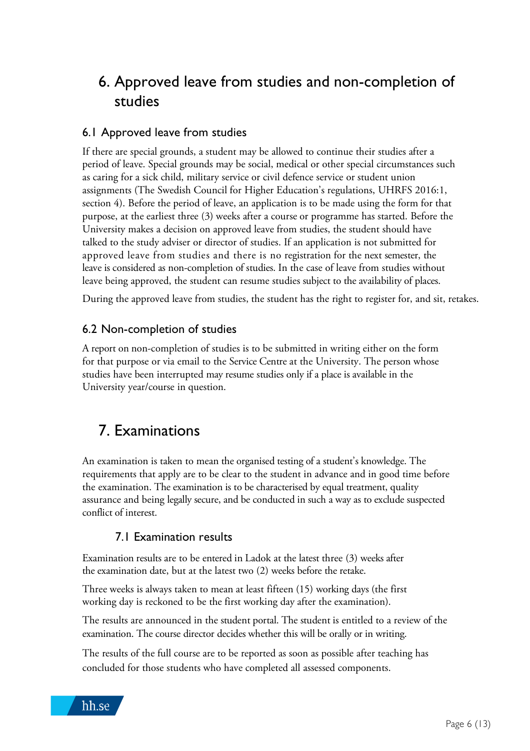# 6. Approved leave from studies and non-completion of studies

## 6.1 Approved leave from studies

If there are special grounds, a student may be allowed to continue their studies after a period of leave. Special grounds may be social, medical or other special circumstances such as caring for a sick child, military service or civil defence service or student union assignments (The Swedish Council for Higher Education's regulations, UHRFS 2016:1, section 4). Before the period of leave, an application is to be made using the form for that purpose, at the earliest three (3) weeks after a course or programme has started. Before the University makes a decision on approved leave from studies, the student should have talked to the study adviser or director of studies. If an application is not submitted for approved leave from studies and there is no registration for the next semester, the leave is considered as non-completion of studies. In the case of leave from studies without leave being approved, the student can resume studies subject to the availability of places.

During the approved leave from studies, the student has the right to register for, and sit, retakes.

## 6.2 Non-completion of studies

A report on non-completion of studies is to be submitted in writing either on the form for that purpose or via email to the Service Centre at the University. The person whose studies have been interrupted may resume studies only if a place is available in the University year/course in question.

# 7. Examinations

An examination is taken to mean the organised testing of a student's knowledge. The requirements that apply are to be clear to the student in advance and in good time before the examination. The examination is to be characterised by equal treatment, quality assurance and being legally secure, and be conducted in such a way as to exclude suspected conflict of interest.

## 7.1 Examination results

Examination results are to be entered in Ladok at the latest three (3) weeks after the examination date, but at the latest two (2) weeks before the retake.

Three weeks is always taken to mean at least fifteen (15) working days (the first working day is reckoned to be the first working day after the examination).

The results are announced in the student portal. The student is entitled to a review of the examination. The course director decides whether this will be orally or in writing.

The results of the full course are to be reported as soon as possible after teaching has concluded for those students who have completed all assessed components.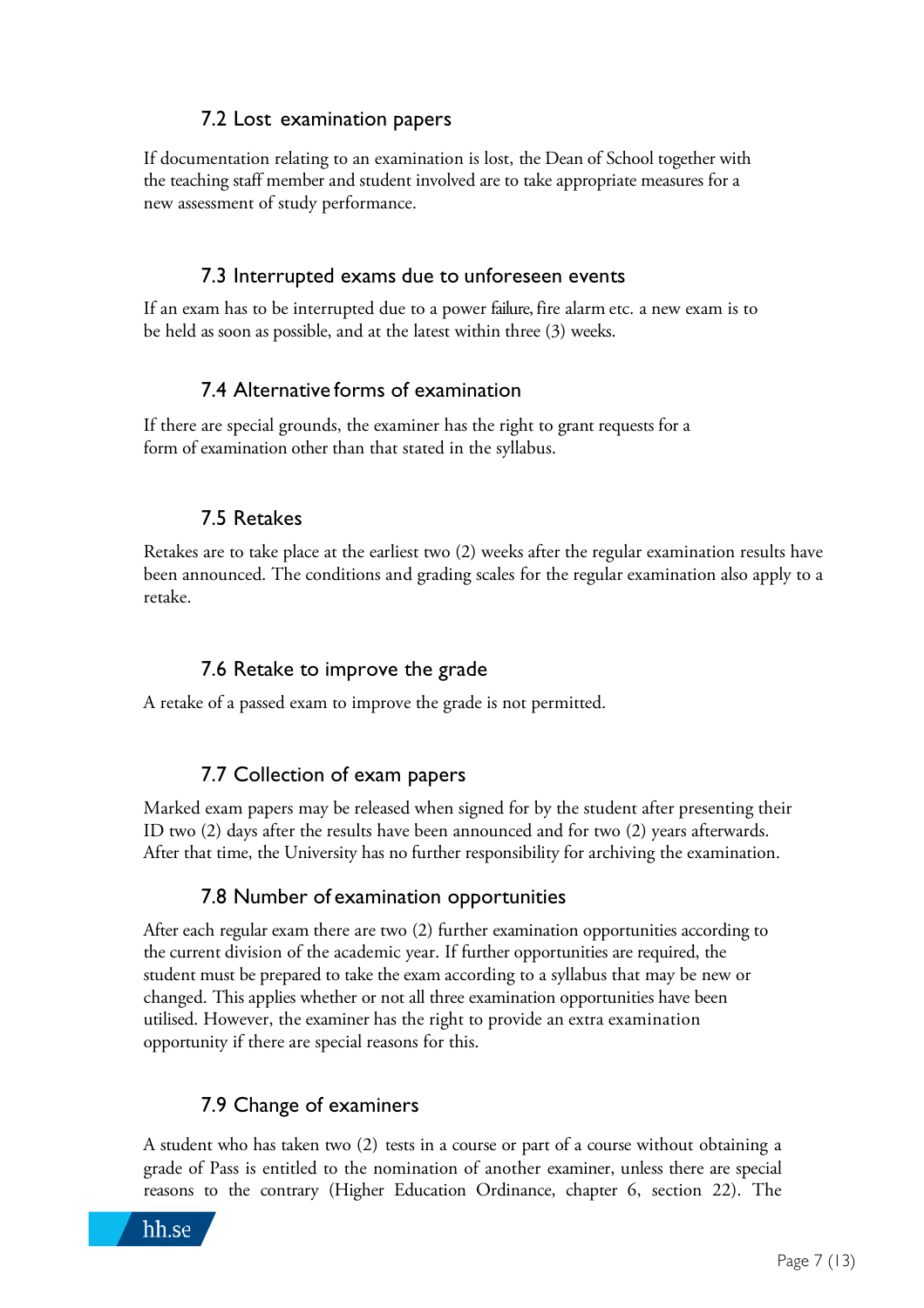### 7.2 Lost examination papers

If documentation relating to an examination is lost, the Dean of School together with the teaching staff member and student involved are to take appropriate measures for a new assessment of study performance.

### 7.3 Interrupted exams due to unforeseen events

If an exam has to be interrupted due to a power failure, fire alarm etc. a new exam is to be held as soon as possible, and at the latest within three (3) weeks.

### 7.4 Alternative forms of examination

If there are special grounds, the examiner has the right to grant requests for a form of examination other than that stated in the syllabus.

### 7.5 Retakes

Retakes are to take place at the earliest two (2) weeks after the regular examination results have been announced. The conditions and grading scales for the regular examination also apply to a retake.

### 7.6 Retake to improve the grade

A retake of a passed exam to improve the grade is not permitted.

### 7.7 Collection of exam papers

Marked exam papers may be released when signed for by the student after presenting their ID two (2) days after the results have been announced and for two (2) years afterwards. After that time, the University has no further responsibility for archiving the examination.

### 7.8 Number of examination opportunities

After each regular exam there are two (2) further examination opportunities according to the current division of the academic year. If further opportunities are required, the student must be prepared to take the exam according to a syllabus that may be new or changed. This applies whether or not all three examination opportunities have been utilised. However, the examiner has the right to provide an extra examination opportunity if there are special reasons for this.

### 7.9 Change of examiners

A student who has taken two (2) tests in a course or part of a course without obtaining a grade of Pass is entitled to the nomination of another examiner, unless there are special reasons to the contrary (Higher Education Ordinance, chapter 6, section 22). The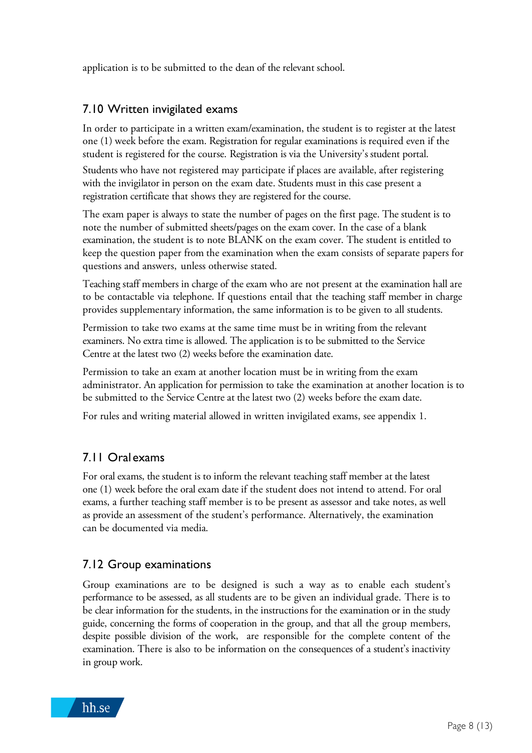application is to be submitted to the dean of the relevant school.

## 7.10 Written invigilated exams

In order to participate in a written exam/examination, the student is to register at the latest one (1) week before the exam. Registration for regular examinations is required even if the student is registered for the course. Registration is via the University's student portal.

Students who have not registered may participate if places are available, after registering with the invigilator in person on the exam date. Students must in this case present a registration certificate that shows they are registered for the course.

The exam paper is always to state the number of pages on the first page. The student is to note the number of submitted sheets/pages on the exam cover. In the case of a blank examination, the student is to note BLANK on the exam cover. The student is entitled to keep the question paper from the examination when the exam consists of separate papers for questions and answers, unless otherwise stated.

Teaching staff members in charge of the exam who are not present at the examination hall are to be contactable via telephone. If questions entail that the teaching staff member in charge provides supplementary information, the same information is to be given to all students.

Permission to take two exams at the same time must be in writing from the relevant examiners. No extra time is allowed. The application is to be submitted to the Service Centre at the latest two (2) weeks before the examination date.

Permission to take an exam at another location must be in writing from the exam administrator. An application for permission to take the examination at another location is to be submitted to the Service Centre at the latest two (2) weeks before the exam date.

For rules and writing material allowed in written invigilated exams, see appendix 1.

## 7.11 Oral exams

For oral exams, the student is to inform the relevant teaching staff member at the latest one (1) week before the oral exam date if the student does not intend to attend. For oral exams, a further teaching staff member is to be present as assessor and take notes, as well as provide an assessment of the student's performance. Alternatively, the examination can be documented via media.

## 7.12 Group examinations

Group examinations are to be designed is such a way as to enable each student's performance to be assessed, as all students are to be given an individual grade. There is to be clear information for the students, in the instructions for the examination or in the study guide, concerning the forms of cooperation in the group, and that all the group members, despite possible division of the work, are responsible for the complete content of the examination. There is also to be information on the consequences of a student's inactivity in group work.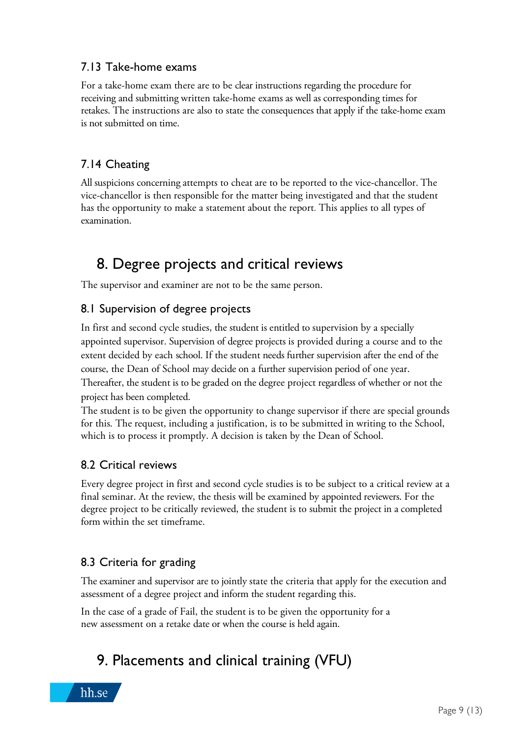### 7.13 Take-home exams

For a take-home exam there are to be clear instructions regarding the procedure for receiving and submitting written take-home exams as well as corresponding times for retakes. The instructions are also to state the consequences that apply if the take-home exam is not submitted on time.

### 7.14 Cheating

All suspicions concerning attempts to cheat are to be reported to the vice-chancellor. The vice-chancellor is then responsible for the matter being investigated and that the student has the opportunity to make a statement about the report. This applies to all types of examination.

## 8. Degree projects and critical reviews

The supervisor and examiner are not to be the same person.

### 8.1 Supervision of degree projects

In first and second cycle studies, the student is entitled to supervision by a specially appointed supervisor. Supervision of degree projects is provided during a course and to the extent decided by each school. If the student needs further supervision after the end of the course, the Dean of School may decide on a further supervision period of one year. Thereafter, the student is to be graded on the degree project regardless of whether or not the project has been completed.

The student is to be given the opportunity to change supervisor if there are special grounds for this. The request, including a justification, is to be submitted in writing to the School, which is to process it promptly. A decision is taken by the Dean of School.

### 8.2 Critical reviews

Every degree project in first and second cycle studies is to be subject to a critical review at a final seminar. At the review, the thesis will be examined by appointed reviewers. For the degree project to be critically reviewed, the student is to submit the project in a completed form within the set timeframe.

### 8.3 Criteria for grading

The examiner and supervisor are to jointly state the criteria that apply for the execution and assessment of a degree project and inform the student regarding this.

In the case of a grade of Fail, the student is to be given the opportunity for a new assessment on a retake date or when the course is held again.

## 9. Placements and clinical training (VFU)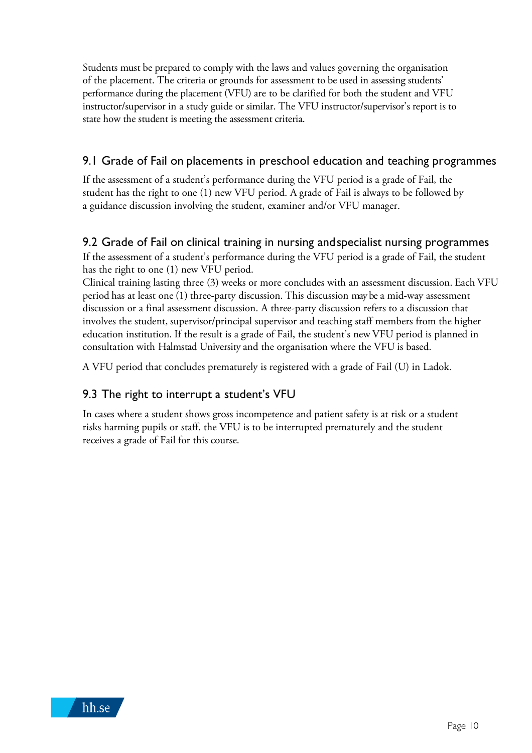Students must be prepared to comply with the laws and values governing the organisation of the placement. The criteria or grounds for assessment to be used in assessing students' performance during the placement (VFU) are to be clarified for both the student and VFU instructor/supervisor in a study guide or similar. The VFU instructor/supervisor's report is to state how the student is meeting the assessment criteria.

## 9.1 Grade of Fail on placements in preschool education and teaching programmes

If the assessment of a student's performance during the VFU period is a grade of Fail, the student has the right to one (1) new VFU period. A grade of Fail is always to be followed by a guidance discussion involving the student, examiner and/or VFU manager.

## 9.2 Grade of Fail on clinical training in nursing and specialist nursing programmes

If the assessment of a student's performance during the VFU period is a grade of Fail, the student has the right to one (1) new VFU period.

Clinical training lasting three (3) weeks or more concludes with an assessment discussion. Each VFU period has at least one (1) three-party discussion. This discussion may be a mid-way assessment discussion or a final assessment discussion. A three-party discussion refers to a discussion that involves the student, supervisor/principal supervisor and teaching staff members from the higher education institution. If the result is a grade of Fail, the student's new VFU period is planned in consultation with Halmstad University and the organisation where the VFU is based.

A VFU period that concludes prematurely is registered with a grade of Fail (U) in Ladok.

## 9.3 The right to interrupt a student's VFU

In cases where a student shows gross incompetence and patient safety is at risk or a student risks harming pupils or staff, the VFU is to be interrupted prematurely and the student receives a grade of Fail for this course.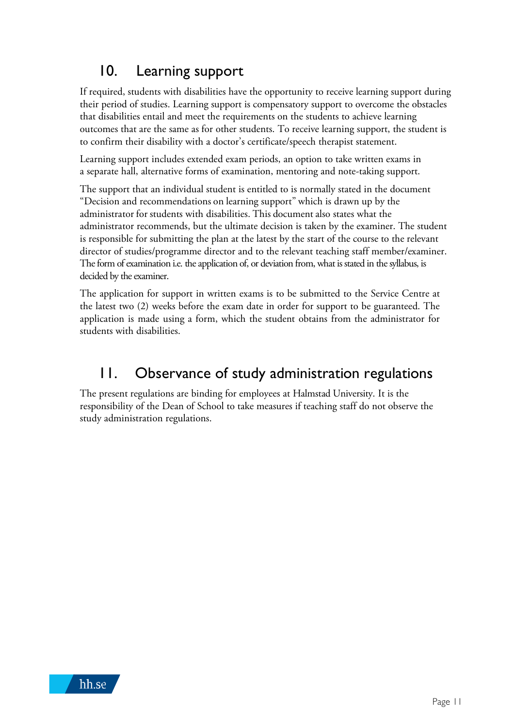## 10. Learning support

If required, students with disabilities have the opportunity to receive learning support during their period of studies. Learning support is compensatory support to overcome the obstacles that disabilities entail and meet the requirements on the students to achieve learning outcomes that are the same as for other students. To receive learning support, the student is to confirm their disability with a doctor's certificate/speech therapist statement.

Learning support includes extended exam periods, an option to take written exams in a separate hall, alternative forms of examination, mentoring and note-taking support.

The support that an individual student is entitled to is normally stated in the document "Decision and recommendations on learning support" which is drawn up by the administrator for students with disabilities. This document also states what the administrator recommends, but the ultimate decision is taken by the examiner. The student is responsible for submitting the plan at the latest by the start of the course to the relevant director of studies/programme director and to the relevant teaching staff member/examiner. The form of examination i.e. the application of, or deviation from, what is stated in the syllabus, is decided by the examiner.

The application for support in written exams is to be submitted to the Service Centre at the latest two (2) weeks before the exam date in order for support to be guaranteed. The application is made using a form, which the student obtains from the administrator for students with disabilities.

## 11. Observance of study administration regulations

The present regulations are binding for employees at Halmstad University. It is the responsibility of the Dean of School to take measures if teaching staff do not observe the study administration regulations.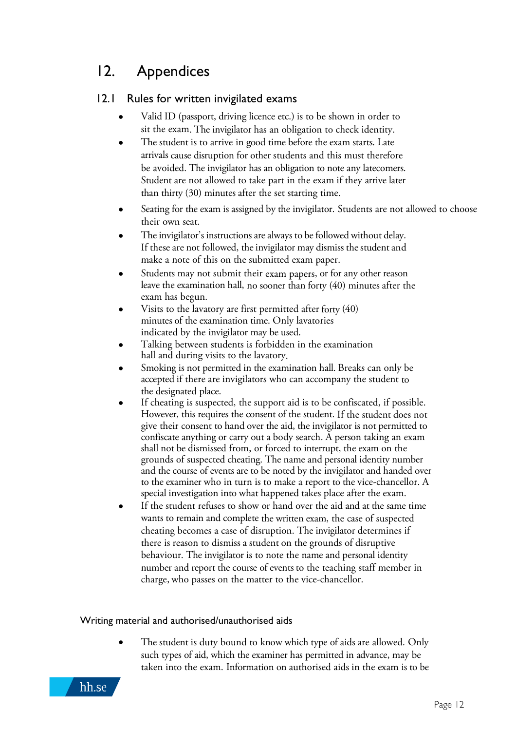# 12. Appendices

## 12.1 Rules for written invigilated exams

- Valid ID (passport, driving licence etc.) is to be shown in order to sit the exam. The invigilator has an obligation to check identity.
- The student is to arrive in good time before the exam starts. Late arrivals cause disruption for other students and this must therefore be avoided. The invigilator has an obligation to note any latecomers. Student are not allowed to take part in the exam if they arrive later than thirty (30) minutes after the set starting time.
- Seating for the exam is assigned by the invigilator. Students are not allowed to choose their own seat.
- The invigilator's instructions are always to be followed without delay. If these are not followed, the invigilator may dismiss the student and make a note of this on the submitted exam paper.
- Students may not submit their exam papers, or for any other reason leave the examination hall, no sooner than forty (40) minutes after the exam has begun.
- Visits to the lavatory are first permitted after forty (40) minutes of the examination time. Only lavatories indicated by the invigilator may be used.
- Talking between students is forbidden in the examination hall and during visits to the lavatory.
- Smoking is not permitted in the examination hall. Breaks can only be accepted if there are invigilators who can accompany the student to the designated place.
- If cheating is suspected, the support aid is to be confiscated, if possible. However, this requires the consent of the student. If the student does not give their consent to hand over the aid, the invigilator is not permitted to confiscate anything or carry out a body search. A person taking an exam shall not be dismissed from, or forced to interrupt, the exam on the grounds of suspected cheating. The name and personal identity number and the course of events are to be noted by the invigilator and handed over to the examiner who in turn is to make a report to the vice-chancellor. A special investigation into what happened takes place after the exam.
- If the student refuses to show or hand over the aid and at the same time wants to remain and complete the written exam, the case of suspected cheating becomes a case of disruption. The invigilator determines if there is reason to dismiss a student on the grounds of disruptive behaviour. The invigilator is to note the name and personal identity number and report the course of events to the teaching staff member in charge, who passes on the matter to the vice-chancellor.

### Writing material and authorised/unauthorised aids

- The student is duty bound to know which type of aids are allowed. Only such types of aid, which the examiner has permitted in advance, may be taken into the exam. Information on authorised aids in the exam is to be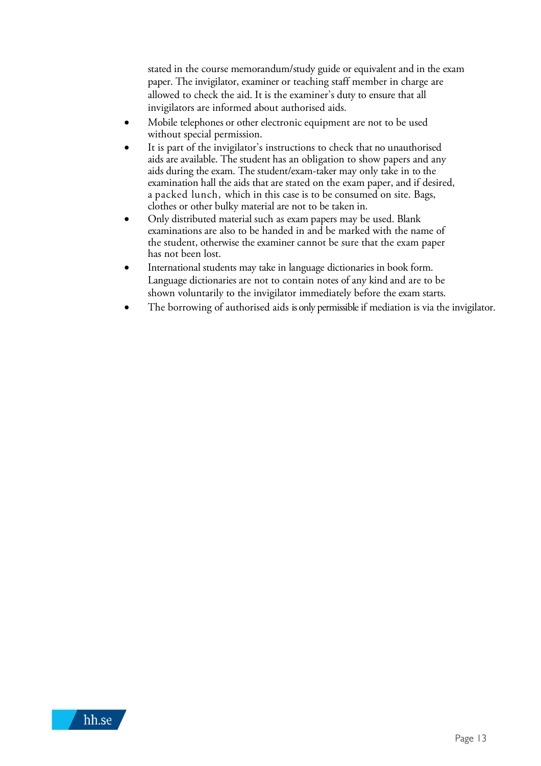stated in the course memorandum/study guide or equivalent and in the exam paper. The invigilator, examiner or teaching staff member in charge are allowed to check the aid. It is the examiner's duty to ensure that all invigilators are informed about authorised aids.

- Mobile telephones or other electronic equipment are not to be used without special permission.
- It is part of the invigilator's instructions to check that no unauthorised aids are available. The student has an obligation to show papers and any aids during the exam. The student/exam-taker may only take in to the examination hall the aids that are stated on the exam paper, and if desired, a packed lunch, which in this case is to be consumed on site. Bags, clothes or other bulky material are not to be taken in.
- Only distributed material such as exam papers may be used. Blank examinations are also to be handed in and be marked with the name of the student, otherwise the examiner cannot be sure that the exam paper has not been lost.
- International students may take in language dictionaries in book form. Language dictionaries are not to contain notes of any kind and are to be shown voluntarily to the invigilator immediately before the exam starts.
- The borrowing of authorised aids is only permissible if mediation is via the invigilator.